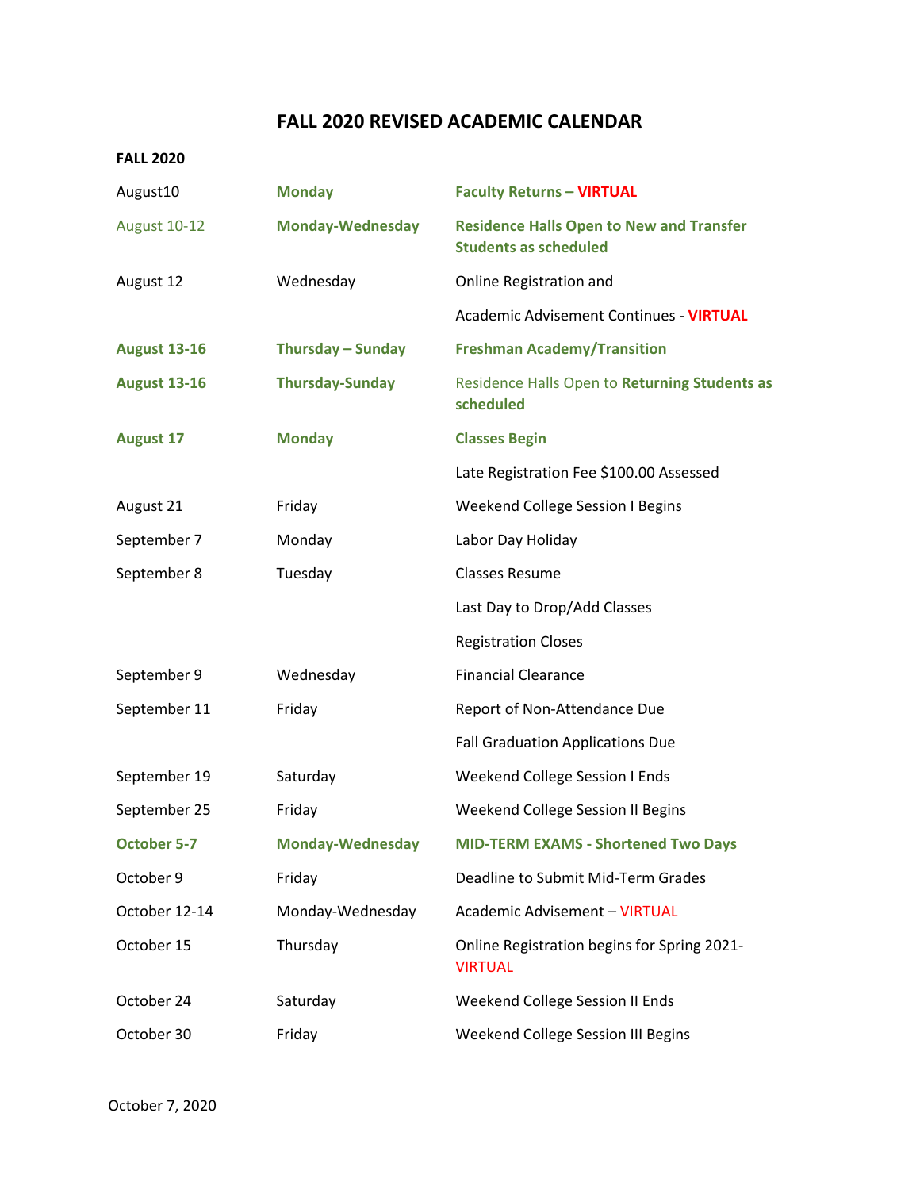# FALL 2020 REVISED ACADEMIC CALENDAR

**FALL 2020**

| Date | Day | Event |
|---|---|---|
| August10 | **Monday** | **Faculty Returns – VIRTUAL** |
| August 10-12 | **Monday-Wednesday** | **Residence Halls Open to New and Transfer Students as scheduled** |
| August 12 | Wednesday | Online Registration and |
| | | Academic Advisement Continues - **VIRTUAL** |
| **August 13-16** | **Thursday – Sunday** | **Freshman Academy/Transition** |
| **August 13-16** | **Thursday-Sunday** | Residence Halls Open to **Returning Students as scheduled** |
| **August 17** | **Monday** | **Classes Begin** |
| | | Late Registration Fee $100.00 Assessed |
| August 21 | Friday | Weekend College Session I Begins |
| September 7 | Monday | Labor Day Holiday |
| September 8 | Tuesday | Classes Resume |
| | | Last Day to Drop/Add Classes |
| | | Registration Closes |
| September 9 | Wednesday | Financial Clearance |
| September 11 | Friday | Report of Non-Attendance Due |
| | | Fall Graduation Applications Due |
| September 19 | Saturday | Weekend College Session I Ends |
| September 25 | Friday | Weekend College Session II Begins |
| **October 5-7** | **Monday-Wednesday** | **MID-TERM EXAMS - Shortened Two Days** |
| October 9 | Friday | Deadline to Submit Mid-Term Grades |
| October 12-14 | Monday-Wednesday | Academic Advisement – VIRTUAL |
| October 15 | Thursday | Online Registration begins for Spring 2021- VIRTUAL |
| October 24 | Saturday | Weekend College Session II Ends |
| October 30 | Friday | Weekend College Session III Begins |

October 7, 2020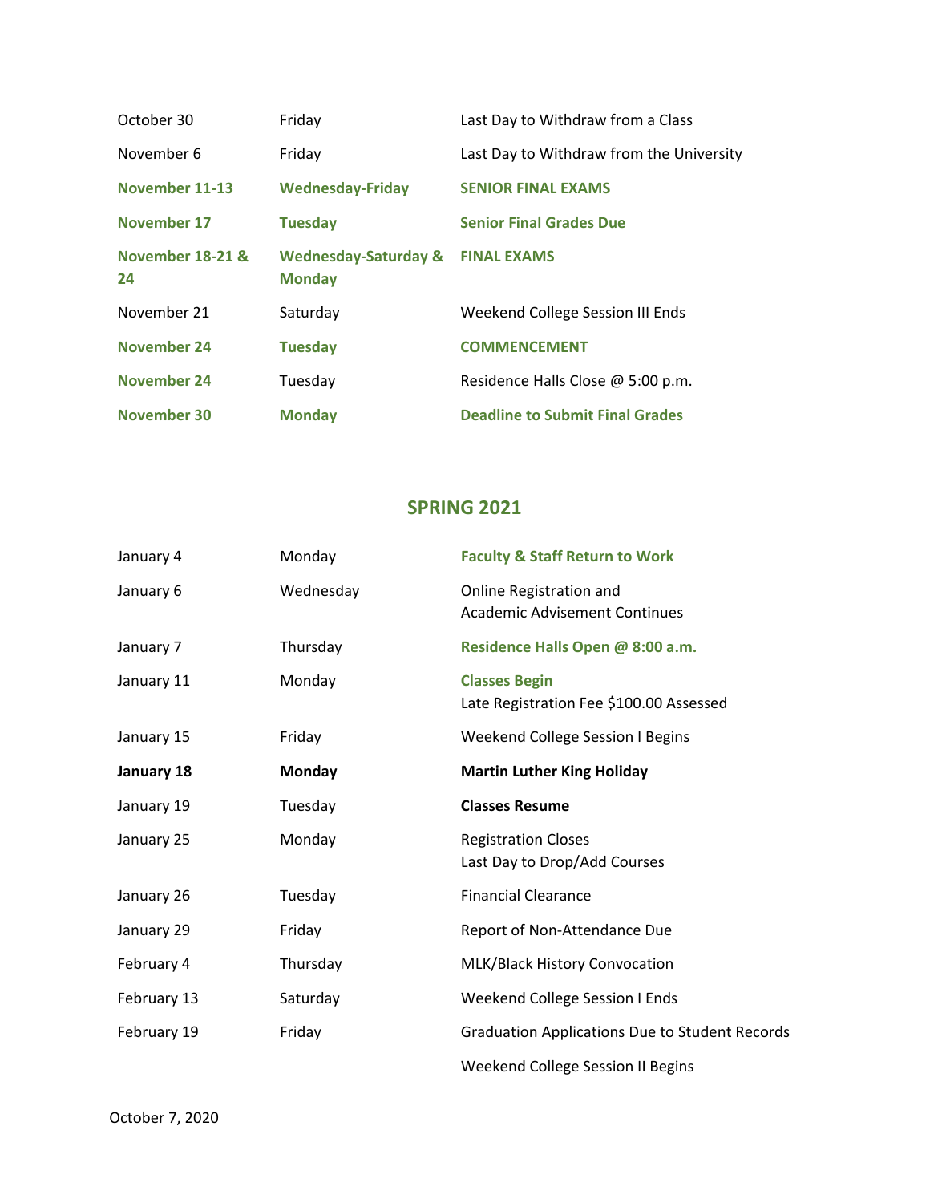| | | |
|---|---|---|
| October 30 | Friday | Last Day to Withdraw from a Class |
| November 6 | Friday | Last Day to Withdraw from the University |
| **November 11-13** | **Wednesday-Friday** | **SENIOR FINAL EXAMS** |
| **November 17** | **Tuesday** | **Senior Final Grades Due** |
| **November 18-21 & 24** | **Wednesday-Saturday & Monday** | **FINAL EXAMS** |
| November 21 | Saturday | Weekend College Session III Ends |
| **November 24** | **Tuesday** | **COMMENCEMENT** |
| **November 24** | Tuesday | Residence Halls Close @ 5:00 p.m. |
| **November 30** | **Monday** | **Deadline to Submit Final Grades** |

## SPRING 2021

| | | |
|---|---|---|
| January 4 | Monday | **Faculty & Staff Return to Work** |
| January 6 | Wednesday | Online Registration and Academic Advisement Continues |
| January 7 | Thursday | **Residence Halls Open @ 8:00 a.m.** |
| January 11 | Monday | **Classes Begin**<br>Late Registration Fee $100.00 Assessed |
| January 15 | Friday | Weekend College Session I Begins |
| **January 18** | **Monday** | **Martin Luther King Holiday** |
| January 19 | Tuesday | **Classes Resume** |
| January 25 | Monday | Registration Closes<br>Last Day to Drop/Add Courses |
| January 26 | Tuesday | Financial Clearance |
| January 29 | Friday | Report of Non-Attendance Due |
| February 4 | Thursday | MLK/Black History Convocation |
| February 13 | Saturday | Weekend College Session I Ends |
| February 19 | Friday | Graduation Applications Due to Student Records |
| | | Weekend College Session II Begins |

October 7, 2020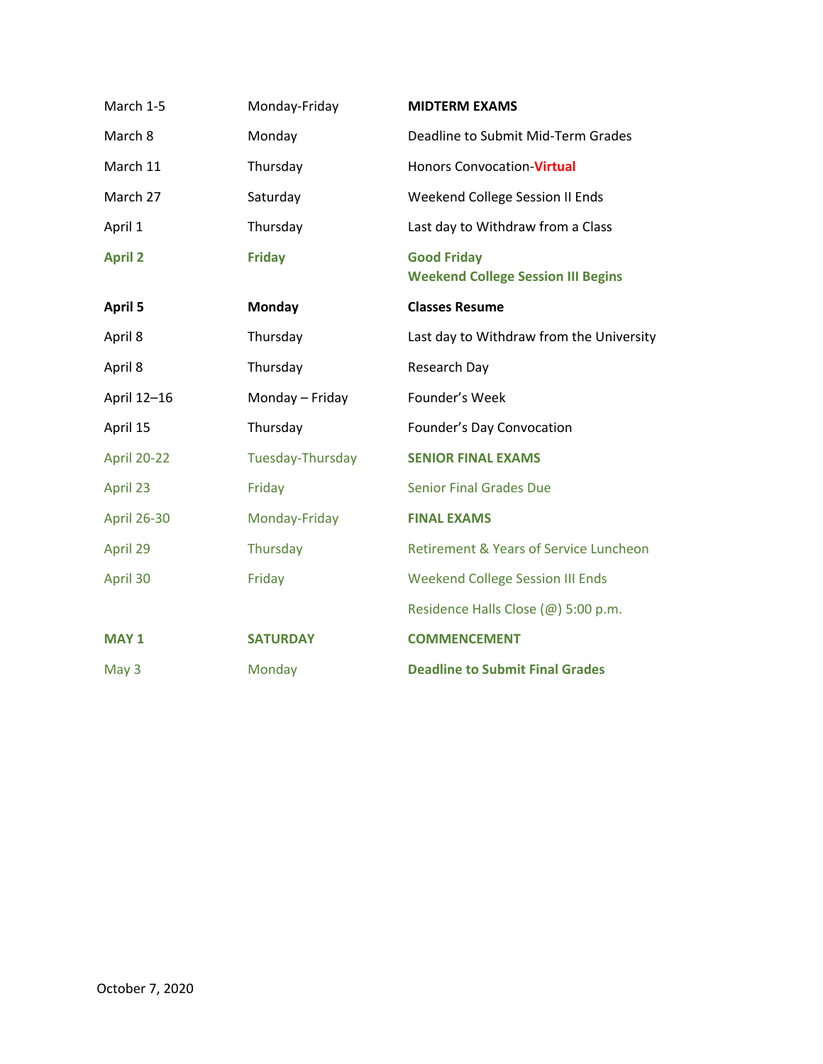| | | |
|---|---|---|
| March 1-5 | Monday-Friday | **MIDTERM EXAMS** |
| March 8 | Monday | Deadline to Submit Mid-Term Grades |
| March 11 | Thursday | Honors Convocation-**Virtual** |
| March 27 | Saturday | Weekend College Session II Ends |
| April 1 | Thursday | Last day to Withdraw from a Class |
| **April 2** | **Friday** | **Good Friday**<br>**Weekend College Session III Begins** |
| **April 5** | **Monday** | **Classes Resume** |
| April 8 | Thursday | Last day to Withdraw from the University |
| April 8 | Thursday | Research Day |
| April 12–16 | Monday – Friday | Founder's Week |
| April 15 | Thursday | Founder's Day Convocation |
| April 20-22 | Tuesday-Thursday | **SENIOR FINAL EXAMS** |
| April 23 | Friday | Senior Final Grades Due |
| April 26-30 | Monday-Friday | **FINAL EXAMS** |
| April 29 | Thursday | Retirement & Years of Service Luncheon |
| April 30 | Friday | Weekend College Session III Ends |
| | | Residence Halls Close (@) 5:00 p.m. |
| **MAY 1** | **SATURDAY** | **COMMENCEMENT** |
| May 3 | Monday | **Deadline to Submit Final Grades** |

October 7, 2020